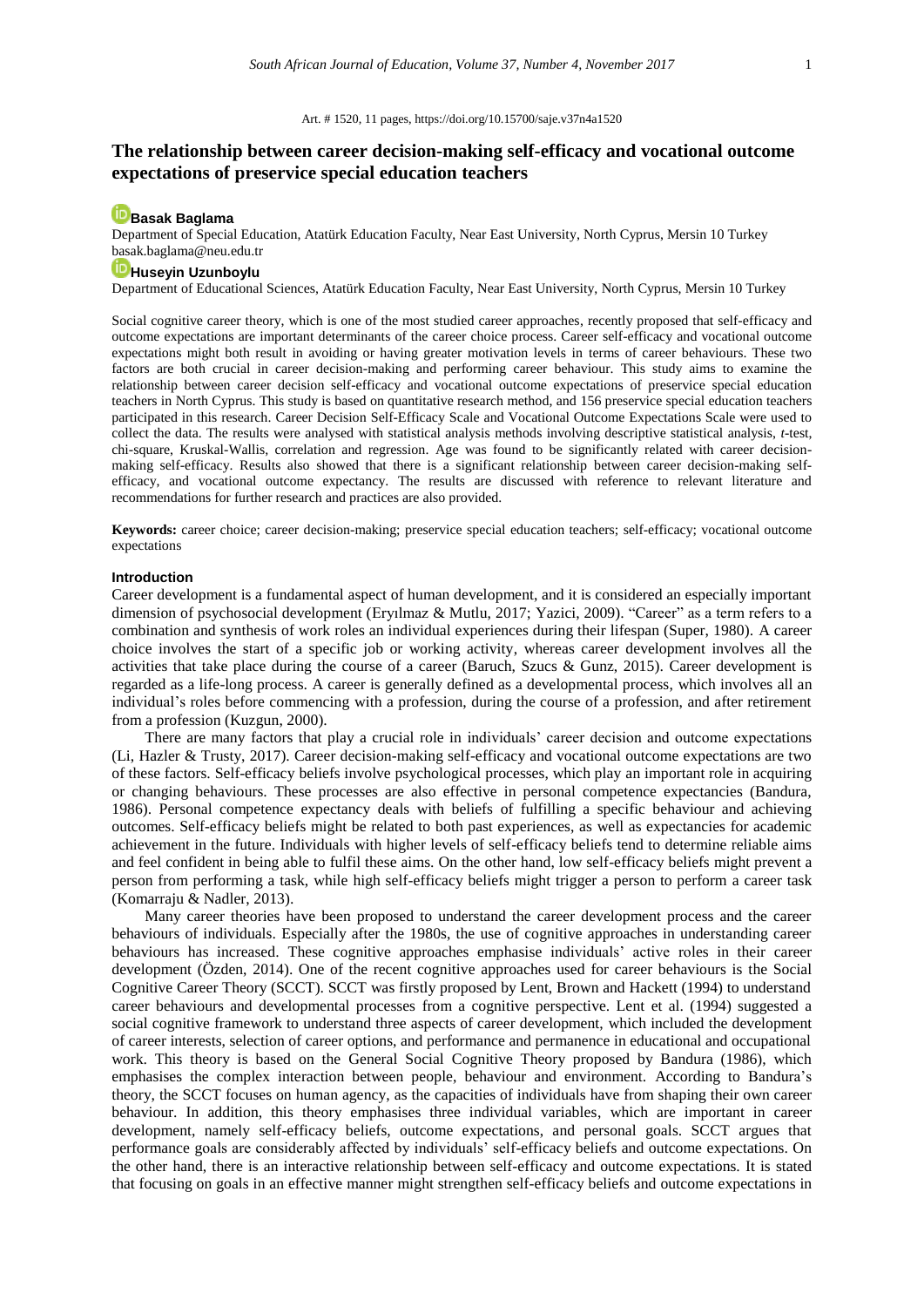Art. # 1520, 11 pages, https://doi.org/10.15700/saje.v37n4a1520

# The relationship between career decision-making self-efficacy and vocational outcome expectations of preservice special education teachers

**Basak Baglama**

Department of Special Education, Atatürk Education Faculty, Near East University, North Cyprus, Mersin 10 Turkey
basak.baglama@neu.edu.tr

**Huseyin Uzunboylu**

Department of Educational Sciences, Atatürk Education Faculty, Near East University, North Cyprus, Mersin 10 Turkey

Social cognitive career theory, which is one of the most studied career approaches, recently proposed that self-efficacy and outcome expectations are important determinants of the career choice process. Career self-efficacy and vocational outcome expectations might both result in avoiding or having greater motivation levels in terms of career behaviours. These two factors are both crucial in career decision-making and performing career behaviour. This study aims to examine the relationship between career decision self-efficacy and vocational outcome expectations of preservice special education teachers in North Cyprus. This study is based on quantitative research method, and 156 preservice special education teachers participated in this research. Career Decision Self-Efficacy Scale and Vocational Outcome Expectations Scale were used to collect the data. The results were analysed with statistical analysis methods involving descriptive statistical analysis, *t*-test, chi-square, Kruskal-Wallis, correlation and regression. Age was found to be significantly related with career decision-making self-efficacy. Results also showed that there is a significant relationship between career decision-making self-efficacy, and vocational outcome expectancy. The results are discussed with reference to relevant literature and recommendations for further research and practices are also provided.

**Keywords:** career choice; career decision-making; preservice special education teachers; self-efficacy; vocational outcome expectations

## Introduction

Career development is a fundamental aspect of human development, and it is considered an especially important dimension of psychosocial development (Eryılmaz & Mutlu, 2017; Yazici, 2009). "Career" as a term refers to a combination and synthesis of work roles an individual experiences during their lifespan (Super, 1980). A career choice involves the start of a specific job or working activity, whereas career development involves all the activities that take place during the course of a career (Baruch, Szucs & Gunz, 2015). Career development is regarded as a life-long process. A career is generally defined as a developmental process, which involves all an individual's roles before commencing with a profession, during the course of a profession, and after retirement from a profession (Kuzgun, 2000).

There are many factors that play a crucial role in individuals' career decision and outcome expectations (Li, Hazler & Trusty, 2017). Career decision-making self-efficacy and vocational outcome expectations are two of these factors. Self-efficacy beliefs involve psychological processes, which play an important role in acquiring or changing behaviours. These processes are also effective in personal competence expectancies (Bandura, 1986). Personal competence expectancy deals with beliefs of fulfilling a specific behaviour and achieving outcomes. Self-efficacy beliefs might be related to both past experiences, as well as expectancies for academic achievement in the future. Individuals with higher levels of self-efficacy beliefs tend to determine reliable aims and feel confident in being able to fulfil these aims. On the other hand, low self-efficacy beliefs might prevent a person from performing a task, while high self-efficacy beliefs might trigger a person to perform a career task (Komarraju & Nadler, 2013).

Many career theories have been proposed to understand the career development process and the career behaviours of individuals. Especially after the 1980s, the use of cognitive approaches in understanding career behaviours has increased. These cognitive approaches emphasise individuals' active roles in their career development (Özden, 2014). One of the recent cognitive approaches used for career behaviours is the Social Cognitive Career Theory (SCCT). SCCT was firstly proposed by Lent, Brown and Hackett (1994) to understand career behaviours and developmental processes from a cognitive perspective. Lent et al. (1994) suggested a social cognitive framework to understand three aspects of career development, which included the development of career interests, selection of career options, and performance and permanence in educational and occupational work. This theory is based on the General Social Cognitive Theory proposed by Bandura (1986), which emphasises the complex interaction between people, behaviour and environment. According to Bandura's theory, the SCCT focuses on human agency, as the capacities of individuals have from shaping their own career behaviour. In addition, this theory emphasises three individual variables, which are important in career development, namely self-efficacy beliefs, outcome expectations, and personal goals. SCCT argues that performance goals are considerably affected by individuals' self-efficacy beliefs and outcome expectations. On the other hand, there is an interactive relationship between self-efficacy and outcome expectations. It is stated that focusing on goals in an effective manner might strengthen self-efficacy beliefs and outcome expectations in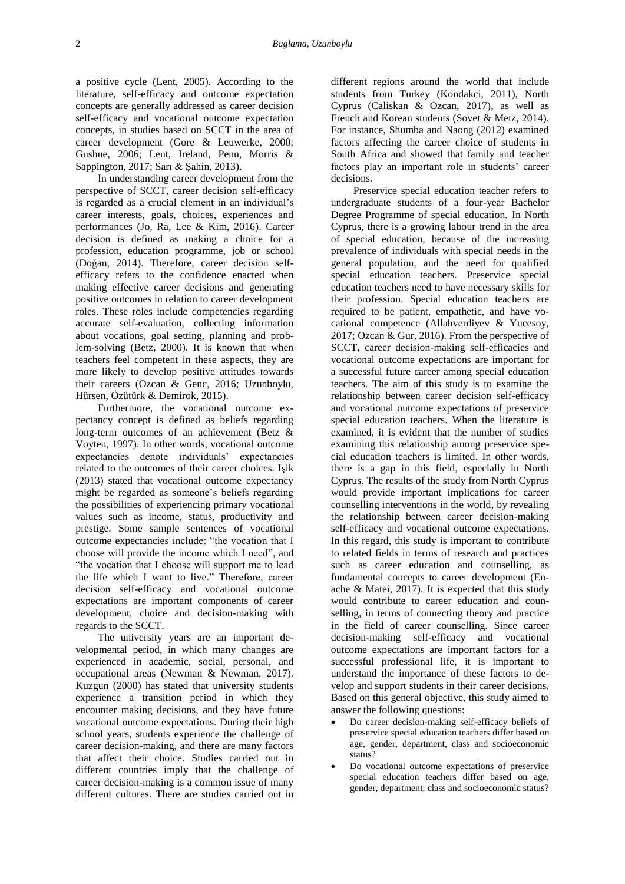a positive cycle (Lent, 2005). According to the literature, self-efficacy and outcome expectation concepts are generally addressed as career decision self-efficacy and vocational outcome expectation concepts, in studies based on SCCT in the area of career development (Gore & Leuwerke, 2000; Gushue, 2006; Lent, Ireland, Penn, Morris & Sappington, 2017; Sarı & Şahin, 2013).

In understanding career development from the perspective of SCCT, career decision self-efficacy is regarded as a crucial element in an individual's career interests, goals, choices, experiences and performances (Jo, Ra, Lee & Kim, 2016). Career decision is defined as making a choice for a profession, education programme, job or school (Doğan, 2014). Therefore, career decision self-efficacy refers to the confidence enacted when making effective career decisions and generating positive outcomes in relation to career development roles. These roles include competencies regarding accurate self-evaluation, collecting information about vocations, goal setting, planning and problem-solving (Betz, 2000). It is known that when teachers feel competent in these aspects, they are more likely to develop positive attitudes towards their careers (Ozcan & Genc, 2016; Uzunboylu, Hürsen, Özütürk & Demirok, 2015).

Furthermore, the vocational outcome expectancy concept is defined as beliefs regarding long-term outcomes of an achievement (Betz & Voyten, 1997). In other words, vocational outcome expectancies denote individuals' expectancies related to the outcomes of their career choices. Işik (2013) stated that vocational outcome expectancy might be regarded as someone's beliefs regarding the possibilities of experiencing primary vocational values such as income, status, productivity and prestige. Some sample sentences of vocational outcome expectancies include: "the vocation that I choose will provide the income which I need", and "the vocation that I choose will support me to lead the life which I want to live." Therefore, career decision self-efficacy and vocational outcome expectations are important components of career development, choice and decision-making with regards to the SCCT.

The university years are an important developmental period, in which many changes are experienced in academic, social, personal, and occupational areas (Newman & Newman, 2017). Kuzgun (2000) has stated that university students experience a transition period in which they encounter making decisions, and they have future vocational outcome expectations. During their high school years, students experience the challenge of career decision-making, and there are many factors that affect their choice. Studies carried out in different countries imply that the challenge of career decision-making is a common issue of many different cultures. There are studies carried out in different regions around the world that include students from Turkey (Kondakci, 2011), North Cyprus (Caliskan & Ozcan, 2017), as well as French and Korean students (Sovet & Metz, 2014). For instance, Shumba and Naong (2012) examined factors affecting the career choice of students in South Africa and showed that family and teacher factors play an important role in students' career decisions.

Preservice special education teacher refers to undergraduate students of a four-year Bachelor Degree Programme of special education. In North Cyprus, there is a growing labour trend in the area of special education, because of the increasing prevalence of individuals with special needs in the general population, and the need for qualified special education teachers. Preservice special education teachers need to have necessary skills for their profession. Special education teachers are required to be patient, empathetic, and have vocational competence (Allahverdiyev & Yucesoy, 2017; Ozcan & Gur, 2016). From the perspective of SCCT, career decision-making self-efficacies and vocational outcome expectations are important for a successful future career among special education teachers. The aim of this study is to examine the relationship between career decision self-efficacy and vocational outcome expectations of preservice special education teachers. When the literature is examined, it is evident that the number of studies examining this relationship among preservice special education teachers is limited. In other words, there is a gap in this field, especially in North Cyprus. The results of the study from North Cyprus would provide important implications for career counselling interventions in the world, by revealing the relationship between career decision-making self-efficacy and vocational outcome expectations. In this regard, this study is important to contribute to related fields in terms of research and practices such as career education and counselling, as fundamental concepts to career development (Enache & Matei, 2017). It is expected that this study would contribute to career education and counselling, in terms of connecting theory and practice in the field of career counselling. Since career decision-making self-efficacy and vocational outcome expectations are important factors for a successful professional life, it is important to understand the importance of these factors to develop and support students in their career decisions. Based on this general objective, this study aimed to answer the following questions:

- Do career decision-making self-efficacy beliefs of preservice special education teachers differ based on age, gender, department, class and socioeconomic status?
- Do vocational outcome expectations of preservice special education teachers differ based on age, gender, department, class and socioeconomic status?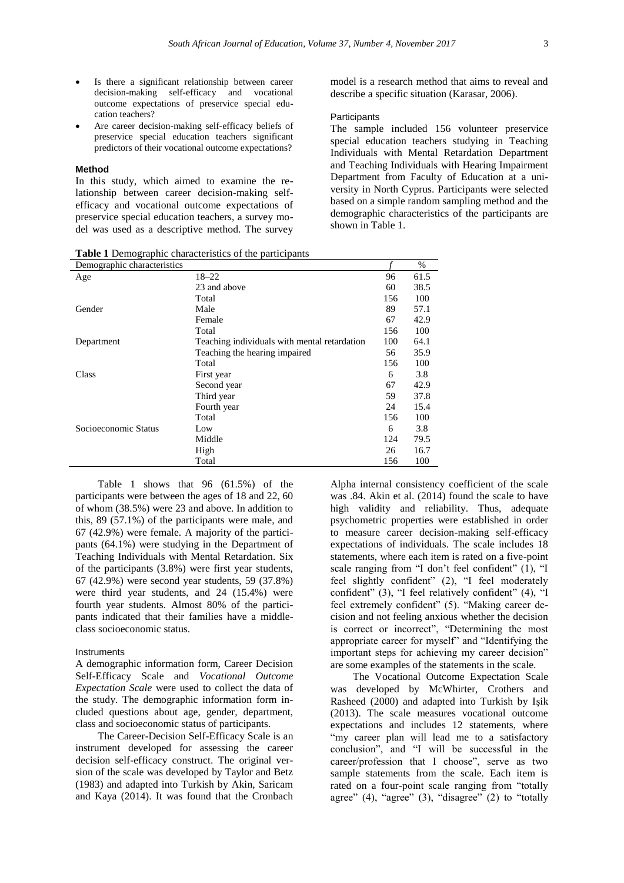- Is there a significant relationship between career decision-making self-efficacy and vocational outcome expectations of preservice special education teachers?
- Are career decision-making self-efficacy beliefs of preservice special education teachers significant predictors of their vocational outcome expectations?

## Method

In this study, which aimed to examine the relationship between career decision-making self-efficacy and vocational outcome expectations of preservice special education teachers, a survey model was used as a descriptive method. The survey model is a research method that aims to reveal and describe a specific situation (Karasar, 2006).

### Participants

The sample included 156 volunteer preservice special education teachers studying in Teaching Individuals with Mental Retardation Department and Teaching Individuals with Hearing Impairment Department from Faculty of Education at a university in North Cyprus. Participants were selected based on a simple random sampling method and the demographic characteristics of the participants are shown in Table 1.

**Table 1** Demographic characteristics of the participants

| Demographic characteristics | | *f* | % |
|---|---|---|---|
| Age | 18–22 | 96 | 61.5 |
| | 23 and above | 60 | 38.5 |
| | Total | 156 | 100 |
| Gender | Male | 89 | 57.1 |
| | Female | 67 | 42.9 |
| | Total | 156 | 100 |
| Department | Teaching individuals with mental retardation | 100 | 64.1 |
| | Teaching the hearing impaired | 56 | 35.9 |
| | Total | 156 | 100 |
| Class | First year | 6 | 3.8 |
| | Second year | 67 | 42.9 |
| | Third year | 59 | 37.8 |
| | Fourth year | 24 | 15.4 |
| | Total | 156 | 100 |
| Socioeconomic Status | Low | 6 | 3.8 |
| | Middle | 124 | 79.5 |
| | High | 26 | 16.7 |
| | Total | 156 | 100 |

Table 1 shows that 96 (61.5%) of the participants were between the ages of 18 and 22, 60 of whom (38.5%) were 23 and above. In addition to this, 89 (57.1%) of the participants were male, and 67 (42.9%) were female. A majority of the participants (64.1%) were studying in the Department of Teaching Individuals with Mental Retardation. Six of the participants (3.8%) were first year students, 67 (42.9%) were second year students, 59 (37.8%) were third year students, and 24 (15.4%) were fourth year students. Almost 80% of the participants indicated that their families have a middle-class socioeconomic status.

### Instruments

A demographic information form, Career Decision Self-Efficacy Scale and *Vocational Outcome Expectation Scale* were used to collect the data of the study. The demographic information form included questions about age, gender, department, class and socioeconomic status of participants.

The Career-Decision Self-Efficacy Scale is an instrument developed for assessing the career decision self-efficacy construct. The original version of the scale was developed by Taylor and Betz (1983) and adapted into Turkish by Akin, Saricam and Kaya (2014). It was found that the Cronbach Alpha internal consistency coefficient of the scale was .84. Akin et al. (2014) found the scale to have high validity and reliability. Thus, adequate psychometric properties were established in order to measure career decision-making self-efficacy expectations of individuals. The scale includes 18 statements, where each item is rated on a five-point scale ranging from "I don't feel confident" (1), "I feel slightly confident" (2), "I feel moderately confident" (3), "I feel relatively confident" (4), "I feel extremely confident" (5). "Making career decision and not feeling anxious whether the decision is correct or incorrect", "Determining the most appropriate career for myself" and "Identifying the important steps for achieving my career decision" are some examples of the statements in the scale.

The Vocational Outcome Expectation Scale was developed by McWhirter, Crothers and Rasheed (2000) and adapted into Turkish by Işik (2013). The scale measures vocational outcome expectations and includes 12 statements, where "my career plan will lead me to a satisfactory conclusion", and "I will be successful in the career/profession that I choose", serve as two sample statements from the scale. Each item is rated on a four-point scale ranging from "totally agree" (4), "agree" (3), "disagree" (2) to "totally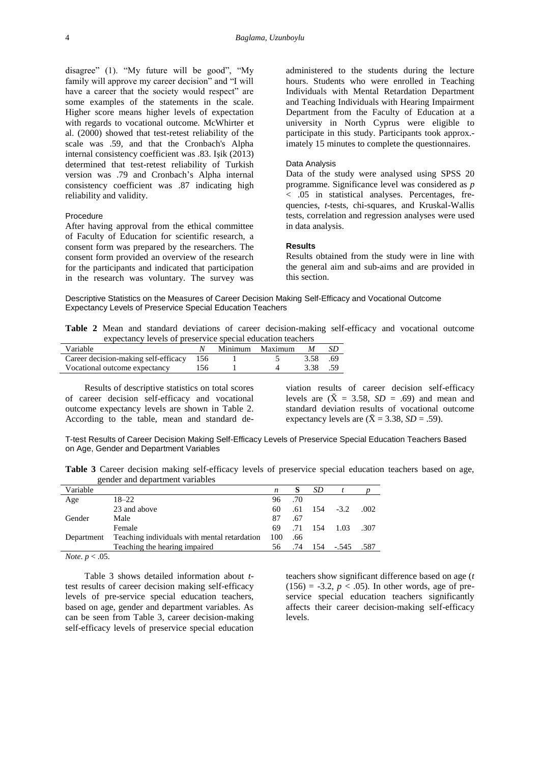disagree" (1). "My future will be good", "My family will approve my career decision" and "I will have a career that the society would respect" are some examples of the statements in the scale. Higher score means higher levels of expectation with regards to vocational outcome. McWhirter et al. (2000) showed that test-retest reliability of the scale was .59, and that the Cronbach's Alpha internal consistency coefficient was .83. Işik (2013) determined that test-retest reliability of Turkish version was .79 and Cronbach's Alpha internal consistency coefficient was .87 indicating high reliability and validity.

### Procedure

After having approval from the ethical committee of Faculty of Education for scientific research, a consent form was prepared by the researchers. The consent form provided an overview of the research for the participants and indicated that participation in the research was voluntary. The survey was administered to the students during the lecture hours. Students who were enrolled in Teaching Individuals with Mental Retardation Department and Teaching Individuals with Hearing Impairment Department from the Faculty of Education at a university in North Cyprus were eligible to participate in this study. Participants took approx.-imately 15 minutes to complete the questionnaires.

### Data Analysis

Data of the study were analysed using SPSS 20 programme. Significance level was considered as $p < .05$ in statistical analyses. Percentages, frequencies, *t*-tests, chi-squares, and Kruskal-Wallis tests, correlation and regression analyses were used in data analysis.

## Results

Results obtained from the study were in line with the general aim and sub-aims and are provided in this section.

### Descriptive Statistics on the Measures of Career Decision Making Self-Efficacy and Vocational Outcome Expectancy Levels of Preservice Special Education Teachers

**Table 2** Mean and standard deviations of career decision-making self-efficacy and vocational outcome expectancy levels of preservice special education teachers

| Variable | *N* | Minimum | Maximum | *M* | *SD* |
|---|---|---|---|---|---|
| Career decision-making self-efficacy | 156 | 1 | 5 | 3.58 | .69 |
| Vocational outcome expectancy | 156 | 1 | 4 | 3.38 | .59 |

Results of descriptive statistics on total scores of career decision self-efficacy and vocational outcome expectancy levels are shown in Table 2. According to the table, mean and standard deviation results of career decision self-efficacy levels are ($\bar{X}$ = 3.58, *SD* = .69) and mean and standard deviation results of vocational outcome expectancy levels are ($\bar{X}$ = 3.38, *SD* = .59).

### T-test Results of Career Decision Making Self-Efficacy Levels of Preservice Special Education Teachers Based on Age, Gender and Department Variables

**Table 3** Career decision making self-efficacy levels of preservice special education teachers based on age, gender and department variables

| Variable | | *n* | S | *SD* | *t* | *p* |
|---|---|---|---|---|---|---|
| Age | 18–22 | 96 | .70 | | | |
| | 23 and above | 60 | .61 | 154 | -3.2 | .002 |
| Gender | Male | 87 | .67 | | | |
| | Female | 69 | .71 | 154 | 1.03 | .307 |
| Department | Teaching individuals with mental retardation | 100 | .66 | | | |
| | Teaching the hearing impaired | 56 | .74 | 154 | -.545 | .587 |

*Note*. $p < .05$.

Table 3 shows detailed information about *t*-test results of career decision making self-efficacy levels of pre-service special education teachers, based on age, gender and department variables. As can be seen from Table 3, career decision-making self-efficacy levels of preservice special education teachers show significant difference based on age ($t$ (156) = -3.2, $p < .05$). In other words, age of pre-service special education teachers significantly affects their career decision-making self-efficacy levels.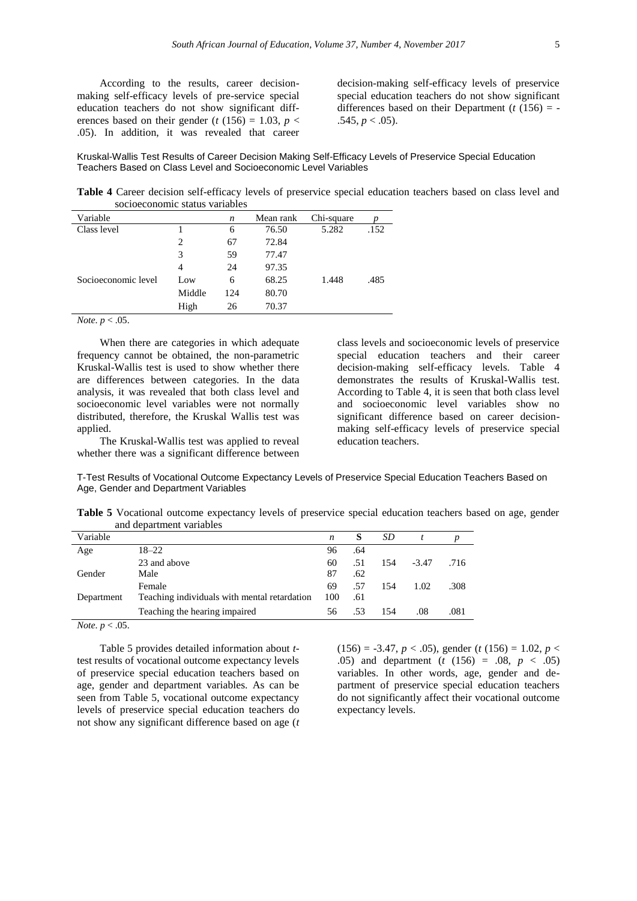According to the results, career decision-making self-efficacy levels of pre-service special education teachers do not show significant differences based on their gender ($t$ (156) = 1.03, $p$ < .05). In addition, it was revealed that career decision-making self-efficacy levels of preservice special education teachers do not show significant differences based on their Department ($t$ (156) = -.545, $p$ < .05).

### Kruskal-Wallis Test Results of Career Decision Making Self-Efficacy Levels of Preservice Special Education Teachers Based on Class Level and Socioeconomic Level Variables

**Table 4** Career decision self-efficacy levels of preservice special education teachers based on class level and socioeconomic status variables

| Variable | | *n* | Mean rank | Chi-square | *p* |
|---|---|---|---|---|---|
| Class level | 1 | 6 | 76.50 | 5.282 | .152 |
| | 2 | 67 | 72.84 | | |
| | 3 | 59 | 77.47 | | |
| | 4 | 24 | 97.35 | | |
| Socioeconomic level | Low | 6 | 68.25 | 1.448 | .485 |
| | Middle | 124 | 80.70 | | |
| | High | 26 | 70.37 | | |

*Note.* $p$ < .05.

When there are categories in which adequate frequency cannot be obtained, the non-parametric Kruskal-Wallis test is used to show whether there are differences between categories. In the data analysis, it was revealed that both class level and socioeconomic level variables were not normally distributed, therefore, the Kruskal Wallis test was applied.

The Kruskal-Wallis test was applied to reveal whether there was a significant difference between class levels and socioeconomic levels of preservice special education teachers and their career decision-making self-efficacy levels. Table 4 demonstrates the results of Kruskal-Wallis test. According to Table 4, it is seen that both class level and socioeconomic level variables show no significant difference based on career decision-making self-efficacy levels of preservice special education teachers.

### T-Test Results of Vocational Outcome Expectancy Levels of Preservice Special Education Teachers Based on Age, Gender and Department Variables

**Table 5** Vocational outcome expectancy levels of preservice special education teachers based on age, gender and department variables

| Variable | | *n* | S | *SD* | *t* | *p* |
|---|---|---|---|---|---|---|
| Age | 18–22 | 96 | .64 | | | |
| | 23 and above | 60 | .51 | 154 | -3.47 | .716 |
| Gender | Male | 87 | .62 | | | |
| | Female | 69 | .57 | 154 | 1.02 | .308 |
| Department | Teaching individuals with mental retardation | 100 | .61 | | | |
| | Teaching the hearing impaired | 56 | .53 | 154 | .08 | .081 |

*Note.* $p$ < .05.

Table 5 provides detailed information about $t$-test results of vocational outcome expectancy levels of preservice special education teachers based on age, gender and department variables. As can be seen from Table 5, vocational outcome expectancy levels of preservice special education teachers do not show any significant difference based on age ($t$ (156) = -3.47, $p$ < .05), gender ($t$ (156) = 1.02, $p$ < .05) and department ($t$ (156) = .08, $p$ < .05) variables. In other words, age, gender and department of preservice special education teachers do not significantly affect their vocational outcome expectancy levels.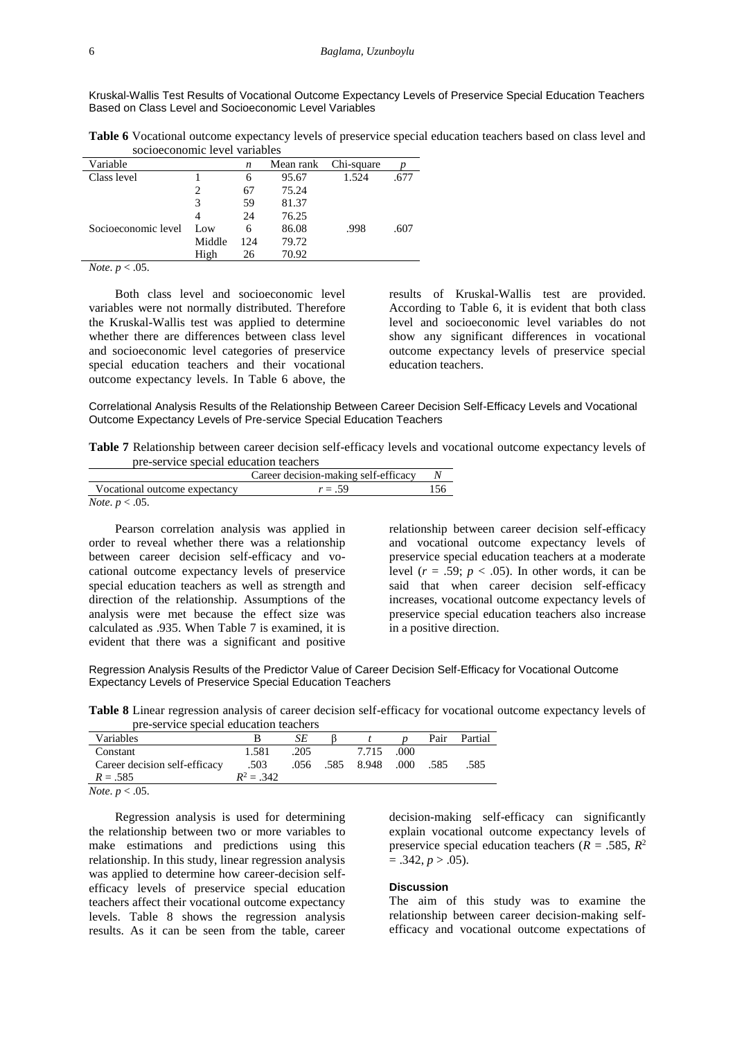### Kruskal-Wallis Test Results of Vocational Outcome Expectancy Levels of Preservice Special Education Teachers Based on Class Level and Socioeconomic Level Variables

**Table 6** Vocational outcome expectancy levels of preservice special education teachers based on class level and socioeconomic level variables

| Variable | | *n* | Mean rank | Chi-square | *p* |
|---|---|---|---|---|---|
| Class level | 1 | 6 | 95.67 | 1.524 | .677 |
| | 2 | 67 | 75.24 | | |
| | 3 | 59 | 81.37 | | |
| | 4 | 24 | 76.25 | | |
| Socioeconomic level | Low | 6 | 86.08 | .998 | .607 |
| | Middle | 124 | 79.72 | | |
| | High | 26 | 70.92 | | |

*Note*. $p < .05$.

Both class level and socioeconomic level variables were not normally distributed. Therefore the Kruskal-Wallis test was applied to determine whether there are differences between class level and socioeconomic level categories of preservice special education teachers and their vocational outcome expectancy levels. In Table 6 above, the results of Kruskal-Wallis test are provided. According to Table 6, it is evident that both class level and socioeconomic level variables do not show any significant differences in vocational outcome expectancy levels of preservice special education teachers.

### Correlational Analysis Results of the Relationship Between Career Decision Self-Efficacy Levels and Vocational Outcome Expectancy Levels of Pre-service Special Education Teachers

**Table 7** Relationship between career decision self-efficacy levels and vocational outcome expectancy levels of pre-service special education teachers

| | Career decision-making self-efficacy | *N* |
|---|---|---|
| Vocational outcome expectancy | $r = .59$ | 156 |

*Note*. $p < .05$.

Pearson correlation analysis was applied in order to reveal whether there was a relationship between career decision self-efficacy and vocational outcome expectancy levels of preservice special education teachers as well as strength and direction of the relationship. Assumptions of the analysis were met because the effect size was calculated as .935. When Table 7 is examined, it is evident that there was a significant and positive relationship between career decision self-efficacy and vocational outcome expectancy levels of preservice special education teachers at a moderate level ($r = .59$; $p < .05$). In other words, it can be said that when career decision self-efficacy increases, vocational outcome expectancy levels of preservice special education teachers also increase in a positive direction.

### Regression Analysis Results of the Predictor Value of Career Decision Self-Efficacy for Vocational Outcome Expectancy Levels of Preservice Special Education Teachers

**Table 8** Linear regression analysis of career decision self-efficacy for vocational outcome expectancy levels of pre-service special education teachers

| Variables | B | *SE* | β | *t* | *p* | Pair | Partial |
|---|---|---|---|---|---|---|---|
| Constant | 1.581 | .205 | | 7.715 | .000 | | |
| Career decision self-efficacy | .503 | .056 | .585 | 8.948 | .000 | .585 | .585 |
| $R = .585$ | $R^2 = .342$ | | | | | | |

*Note*. $p < .05$.

Regression analysis is used for determining the relationship between two or more variables to make estimations and predictions using this relationship. In this study, linear regression analysis was applied to determine how career-decision self-efficacy levels of preservice special education teachers affect their vocational outcome expectancy levels. Table 8 shows the regression analysis results. As it can be seen from the table, career decision-making self-efficacy can significantly explain vocational outcome expectancy levels of preservice special education teachers ($R = .585$, $R^2 = .342$, $p > .05$).

## Discussion

The aim of this study was to examine the relationship between career decision-making self-efficacy and vocational outcome expectations of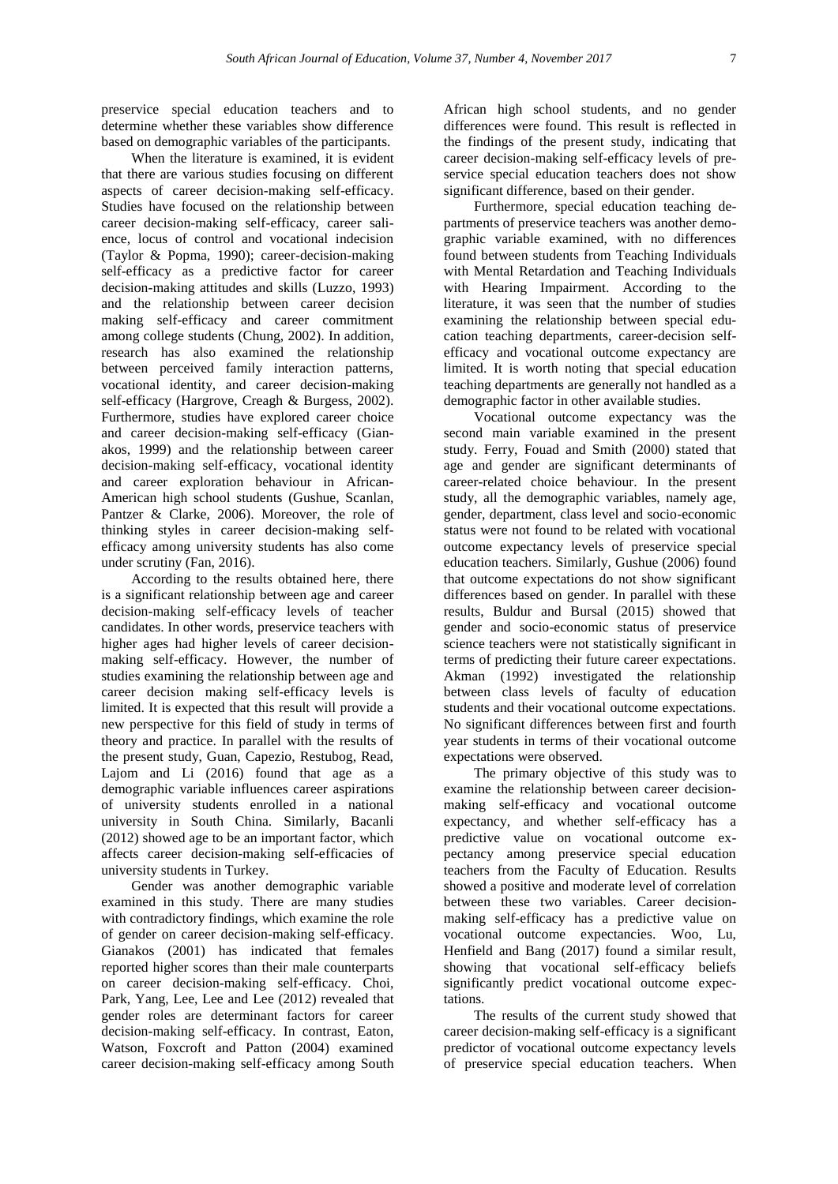preservice special education teachers and to determine whether these variables show difference based on demographic variables of the participants.

When the literature is examined, it is evident that there are various studies focusing on different aspects of career decision-making self-efficacy. Studies have focused on the relationship between career decision-making self-efficacy, career salience, locus of control and vocational indecision (Taylor & Popma, 1990); career-decision-making self-efficacy as a predictive factor for career decision-making attitudes and skills (Luzzo, 1993) and the relationship between career decision making self-efficacy and career commitment among college students (Chung, 2002). In addition, research has also examined the relationship between perceived family interaction patterns, vocational identity, and career decision-making self-efficacy (Hargrove, Creagh & Burgess, 2002). Furthermore, studies have explored career choice and career decision-making self-efficacy (Gianakos, 1999) and the relationship between career decision-making self-efficacy, vocational identity and career exploration behaviour in African-American high school students (Gushue, Scanlan, Pantzer & Clarke, 2006). Moreover, the role of thinking styles in career decision-making self-efficacy among university students has also come under scrutiny (Fan, 2016).

According to the results obtained here, there is a significant relationship between age and career decision-making self-efficacy levels of teacher candidates. In other words, preservice teachers with higher ages had higher levels of career decision-making self-efficacy. However, the number of studies examining the relationship between age and career decision making self-efficacy levels is limited. It is expected that this result will provide a new perspective for this field of study in terms of theory and practice. In parallel with the results of the present study, Guan, Capezio, Restubog, Read, Lajom and Li (2016) found that age as a demographic variable influences career aspirations of university students enrolled in a national university in South China. Similarly, Bacanli (2012) showed age to be an important factor, which affects career decision-making self-efficacies of university students in Turkey.

Gender was another demographic variable examined in this study. There are many studies with contradictory findings, which examine the role of gender on career decision-making self-efficacy. Gianakos (2001) has indicated that females reported higher scores than their male counterparts on career decision-making self-efficacy. Choi, Park, Yang, Lee, Lee and Lee (2012) revealed that gender roles are determinant factors for career decision-making self-efficacy. In contrast, Eaton, Watson, Foxcroft and Patton (2004) examined career decision-making self-efficacy among South African high school students, and no gender differences were found. This result is reflected in the findings of the present study, indicating that career decision-making self-efficacy levels of preservice special education teachers does not show significant difference, based on their gender.

Furthermore, special education teaching departments of preservice teachers was another demographic variable examined, with no differences found between students from Teaching Individuals with Mental Retardation and Teaching Individuals with Hearing Impairment. According to the literature, it was seen that the number of studies examining the relationship between special education teaching departments, career-decision self-efficacy and vocational outcome expectancy are limited. It is worth noting that special education teaching departments are generally not handled as a demographic factor in other available studies.

Vocational outcome expectancy was the second main variable examined in the present study. Ferry, Fouad and Smith (2000) stated that age and gender are significant determinants of career-related choice behaviour. In the present study, all the demographic variables, namely age, gender, department, class level and socio-economic status were not found to be related with vocational outcome expectancy levels of preservice special education teachers. Similarly, Gushue (2006) found that outcome expectations do not show significant differences based on gender. In parallel with these results, Buldur and Bursal (2015) showed that gender and socio-economic status of preservice science teachers were not statistically significant in terms of predicting their future career expectations. Akman (1992) investigated the relationship between class levels of faculty of education students and their vocational outcome expectations. No significant differences between first and fourth year students in terms of their vocational outcome expectations were observed.

The primary objective of this study was to examine the relationship between career decision-making self-efficacy and vocational outcome expectancy, and whether self-efficacy has a predictive value on vocational outcome expectancy among preservice special education teachers from the Faculty of Education. Results showed a positive and moderate level of correlation between these two variables. Career decision-making self-efficacy has a predictive value on vocational outcome expectancies. Woo, Lu, Henfield and Bang (2017) found a similar result, showing that vocational self-efficacy beliefs significantly predict vocational outcome expectations.

The results of the current study showed that career decision-making self-efficacy is a significant predictor of vocational outcome expectancy levels of preservice special education teachers. When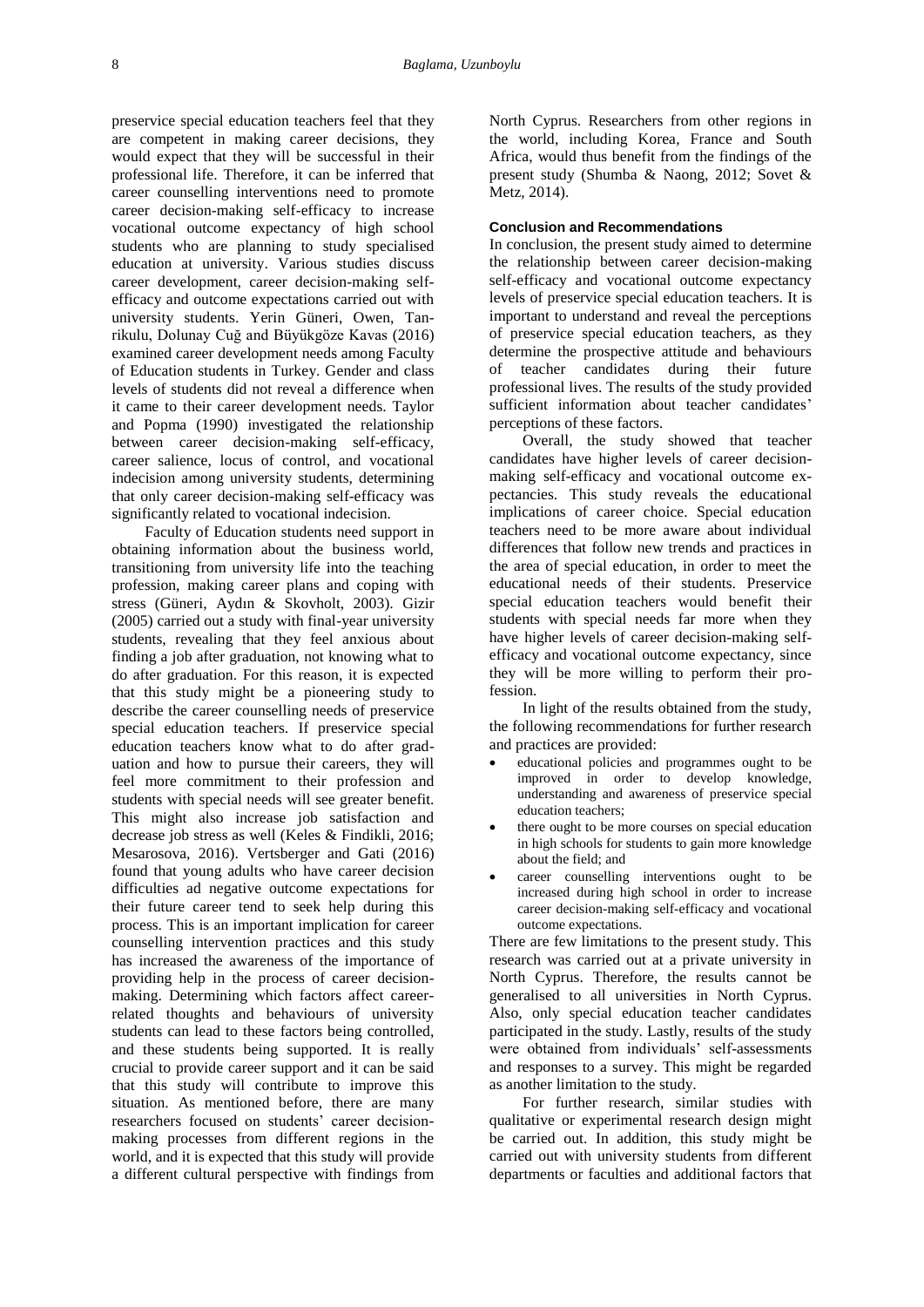preservice special education teachers feel that they are competent in making career decisions, they would expect that they will be successful in their professional life. Therefore, it can be inferred that career counselling interventions need to promote career decision-making self-efficacy to increase vocational outcome expectancy of high school students who are planning to study specialised education at university. Various studies discuss career development, career decision-making self-efficacy and outcome expectations carried out with university students. Yerin Güneri, Owen, Tanrikulu, Dolunay Cuğ and Büyükgöze Kavas (2016) examined career development needs among Faculty of Education students in Turkey. Gender and class levels of students did not reveal a difference when it came to their career development needs. Taylor and Popma (1990) investigated the relationship between career decision-making self-efficacy, career salience, locus of control, and vocational indecision among university students, determining that only career decision-making self-efficacy was significantly related to vocational indecision.

Faculty of Education students need support in obtaining information about the business world, transitioning from university life into the teaching profession, making career plans and coping with stress (Güneri, Aydın & Skovholt, 2003). Gizir (2005) carried out a study with final-year university students, revealing that they feel anxious about finding a job after graduation, not knowing what to do after graduation. For this reason, it is expected that this study might be a pioneering study to describe the career counselling needs of preservice special education teachers. If preservice special education teachers know what to do after graduation and how to pursue their careers, they will feel more commitment to their profession and students with special needs will see greater benefit. This might also increase job satisfaction and decrease job stress as well (Keles & Findikli, 2016; Mesarosova, 2016). Vertsberger and Gati (2016) found that young adults who have career decision difficulties ad negative outcome expectations for their future career tend to seek help during this process. This is an important implication for career counselling intervention practices and this study has increased the awareness of the importance of providing help in the process of career decision-making. Determining which factors affect career-related thoughts and behaviours of university students can lead to these factors being controlled, and these students being supported. It is really crucial to provide career support and it can be said that this study will contribute to improve this situation. As mentioned before, there are many researchers focused on students' career decision-making processes from different regions in the world, and it is expected that this study will provide a different cultural perspective with findings from North Cyprus. Researchers from other regions in the world, including Korea, France and South Africa, would thus benefit from the findings of the present study (Shumba & Naong, 2012; Sovet & Metz, 2014).

### Conclusion and Recommendations

In conclusion, the present study aimed to determine the relationship between career decision-making self-efficacy and vocational outcome expectancy levels of preservice special education teachers. It is important to understand and reveal the perceptions of preservice special education teachers, as they determine the prospective attitude and behaviours of teacher candidates during their future professional lives. The results of the study provided sufficient information about teacher candidates' perceptions of these factors.

Overall, the study showed that teacher candidates have higher levels of career decision-making self-efficacy and vocational outcome expectancies. This study reveals the educational implications of career choice. Special education teachers need to be more aware about individual differences that follow new trends and practices in the area of special education, in order to meet the educational needs of their students. Preservice special education teachers would benefit their students with special needs far more when they have higher levels of career decision-making self-efficacy and vocational outcome expectancy, since they will be more willing to perform their profession.

In light of the results obtained from the study, the following recommendations for further research and practices are provided:

- educational policies and programmes ought to be improved in order to develop knowledge, understanding and awareness of preservice special education teachers;
- there ought to be more courses on special education in high schools for students to gain more knowledge about the field; and
- career counselling interventions ought to be increased during high school in order to increase career decision-making self-efficacy and vocational outcome expectations.

There are few limitations to the present study. This research was carried out at a private university in North Cyprus. Therefore, the results cannot be generalised to all universities in North Cyprus. Also, only special education teacher candidates participated in the study. Lastly, results of the study were obtained from individuals' self-assessments and responses to a survey. This might be regarded as another limitation to the study.

For further research, similar studies with qualitative or experimental research design might be carried out. In addition, this study might be carried out with university students from different departments or faculties and additional factors that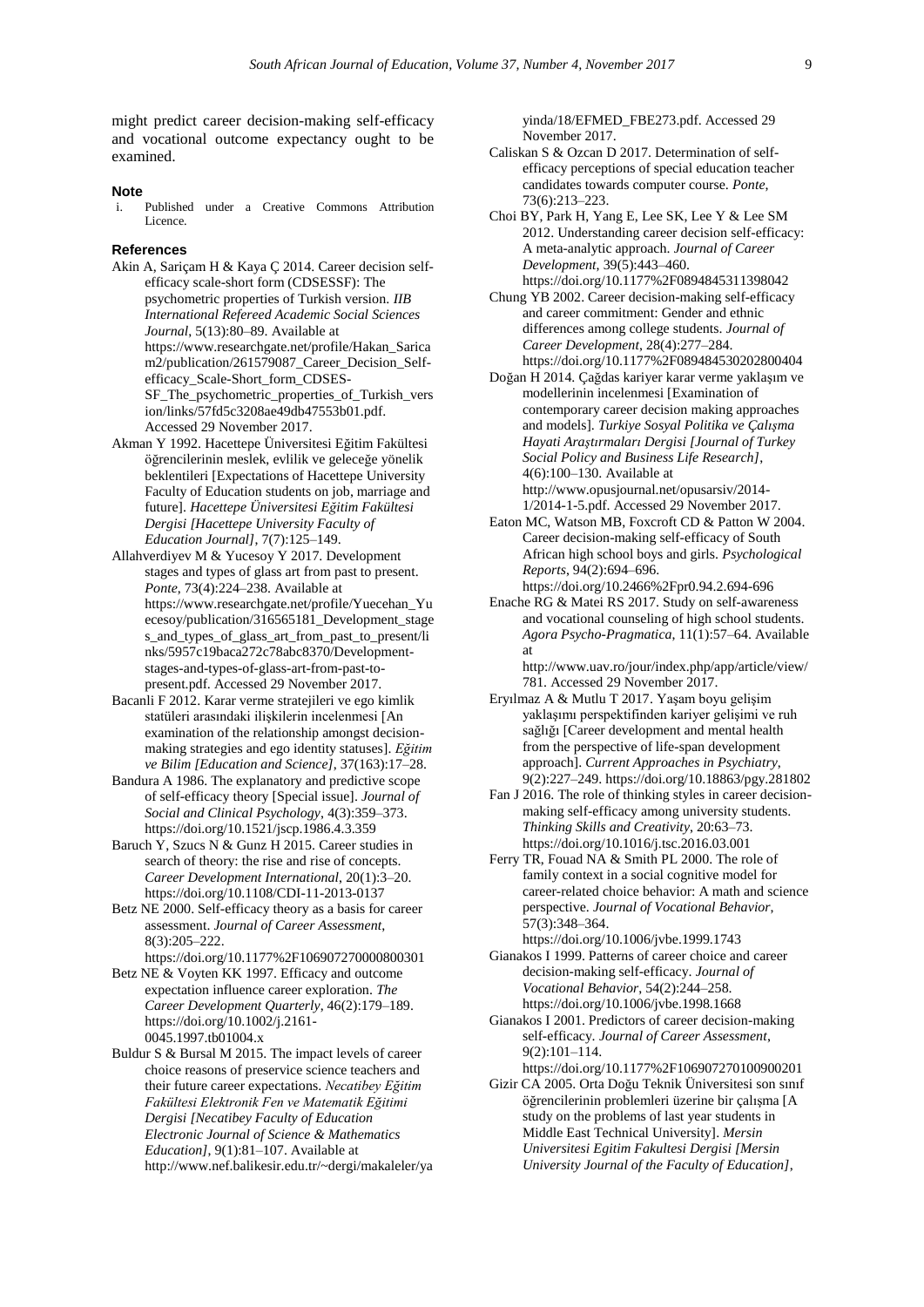might predict career decision-making self-efficacy and vocational outcome expectancy ought to be examined.

#### Note

i. Published under a Creative Commons Attribution Licence.

#### References

Akin A, Sariçam H & Kaya Ç 2014. Career decision self-efficacy scale-short form (CDSESSF): The psychometric properties of Turkish version. *IIB International Refereed Academic Social Sciences Journal*, 5(13):80–89. Available at https://www.researchgate.net/profile/Hakan_Saricam2/publication/261579087_Career_Decision_Self-efficacy_Scale-Short_form_CDSES-SF_The_psychometric_properties_of_Turkish_version/links/57fd5c3208ae49db47553b01.pdf. Accessed 29 November 2017.

Akman Y 1992. Hacettepe Üniversitesi Eğitim Fakültesi öğrencilerinin meslek, evlilik ve geleceğe yönelik beklentileri [Expectations of Hacettepe University Faculty of Education students on job, marriage and future]. *Hacettepe Üniversitesi Eğitim Fakültesi Dergisi [Hacettepe University Faculty of Education Journal]*, 7(7):125–149.

Allahverdiyev M & Yucesoy Y 2017. Development stages and types of glass art from past to present. *Ponte*, 73(4):224–238. Available at https://www.researchgate.net/profile/Yuecehan_Yuecesoy/publication/316565181_Development_stages_and_types_of_glass_art_from_past_to_present/links/5957c19baca272c78abc8370/Development-stages-and-types-of-glass-art-from-past-to-present.pdf. Accessed 29 November 2017.

Bacanli F 2012. Karar verme stratejileri ve ego kimlik statüleri arasındaki ilişkilerin incelenmesi [An examination of the relationship amongst decision-making strategies and ego identity statuses]. *Eğitim ve Bilim [Education and Science]*, 37(163):17–28.

Bandura A 1986. The explanatory and predictive scope of self-efficacy theory [Special issue]. *Journal of Social and Clinical Psychology*, 4(3):359–373. https://doi.org/10.1521/jscp.1986.4.3.359

Baruch Y, Szucs N & Gunz H 2015. Career studies in search of theory: the rise and rise of concepts. *Career Development International*, 20(1):3–20. https://doi.org/10.1108/CDI-11-2013-0137

Betz NE 2000. Self-efficacy theory as a basis for career assessment. *Journal of Career Assessment*, 8(3):205–222. https://doi.org/10.1177%2F106907270000800301

Betz NE & Voyten KK 1997. Efficacy and outcome expectation influence career exploration. *The Career Development Quarterly*, 46(2):179–189. https://doi.org/10.1002/j.2161-0045.1997.tb01004.x

Buldur S & Bursal M 2015. The impact levels of career choice reasons of preservice science teachers and their future career expectations. *Necatibey Eğitim Fakültesi Elektronik Fen ve Matematik Eğitimi Dergisi [Necatibey Faculty of Education Electronic Journal of Science & Mathematics Education]*, 9(1):81–107. Available at http://www.nef.balikesir.edu.tr/~dergi/makaleler/yayinda/18/EFMED_FBE273.pdf. Accessed 29 November 2017.

Caliskan S & Ozcan D 2017. Determination of self-efficacy perceptions of special education teacher candidates towards computer course. *Ponte*, 73(6):213–223.

Choi BY, Park H, Yang E, Lee SK, Lee Y & Lee SM 2012. Understanding career decision self-efficacy: A meta-analytic approach. *Journal of Career Development*, 39(5):443–460. https://doi.org/10.1177%2F0894845311398042

Chung YB 2002. Career decision-making self-efficacy and career commitment: Gender and ethnic differences among college students. *Journal of Career Development*, 28(4):277–284. https://doi.org/10.1177%2F089484530202800404

Doğan H 2014. Çağdas kariyer karar verme yaklaşım ve modellerinin incelenmesi [Examination of contemporary career decision making approaches and models]. *Turkiye Sosyal Politika ve Çalışma Hayati Araştırmaları Dergisi [Journal of Turkey Social Policy and Business Life Research]*, 4(6):100–130. Available at http://www.opusjournal.net/opusarsiv/2014-1/2014-1-5.pdf. Accessed 29 November 2017.

Eaton MC, Watson MB, Foxcroft CD & Patton W 2004. Career decision-making self-efficacy of South African high school boys and girls. *Psychological Reports*, 94(2):694–696. https://doi.org/10.2466%2Fpr0.94.2.694-696

Enache RG & Matei RS 2017. Study on self-awareness and vocational counseling of high school students. *Agora Psycho-Pragmatica*, 11(1):57–64. Available at http://www.uav.ro/jour/index.php/app/article/view/781. Accessed 29 November 2017.

Eryılmaz A & Mutlu T 2017. Yaşam boyu gelişim yaklaşımı perspektifinden kariyer gelişimi ve ruh sağlığı [Career development and mental health from the perspective of life-span development approach]. *Current Approaches in Psychiatry*, 9(2):227–249. https://doi.org/10.18863/pgy.281802

Fan J 2016. The role of thinking styles in career decision-making self-efficacy among university students. *Thinking Skills and Creativity*, 20:63–73. https://doi.org/10.1016/j.tsc.2016.03.001

Ferry TR, Fouad NA & Smith PL 2000. The role of family context in a social cognitive model for career-related choice behavior: A math and science perspective. *Journal of Vocational Behavior*, 57(3):348–364. https://doi.org/10.1006/jvbe.1999.1743

Gianakos I 1999. Patterns of career choice and career decision-making self-efficacy. *Journal of Vocational Behavior*, 54(2):244–258. https://doi.org/10.1006/jvbe.1998.1668

Gianakos I 2001. Predictors of career decision-making self-efficacy. *Journal of Career Assessment*, 9(2):101–114. https://doi.org/10.1177%2F106907270100900201

Gizir CA 2005. Orta Doğu Teknik Üniversitesi son sınıf öğrencilerinin problemleri üzerine bir çalışma [A study on the problems of last year students in Middle East Technical University]. *Mersin Universitesi Egitim Fakultesi Dergisi [Mersin University Journal of the Faculty of Education]*,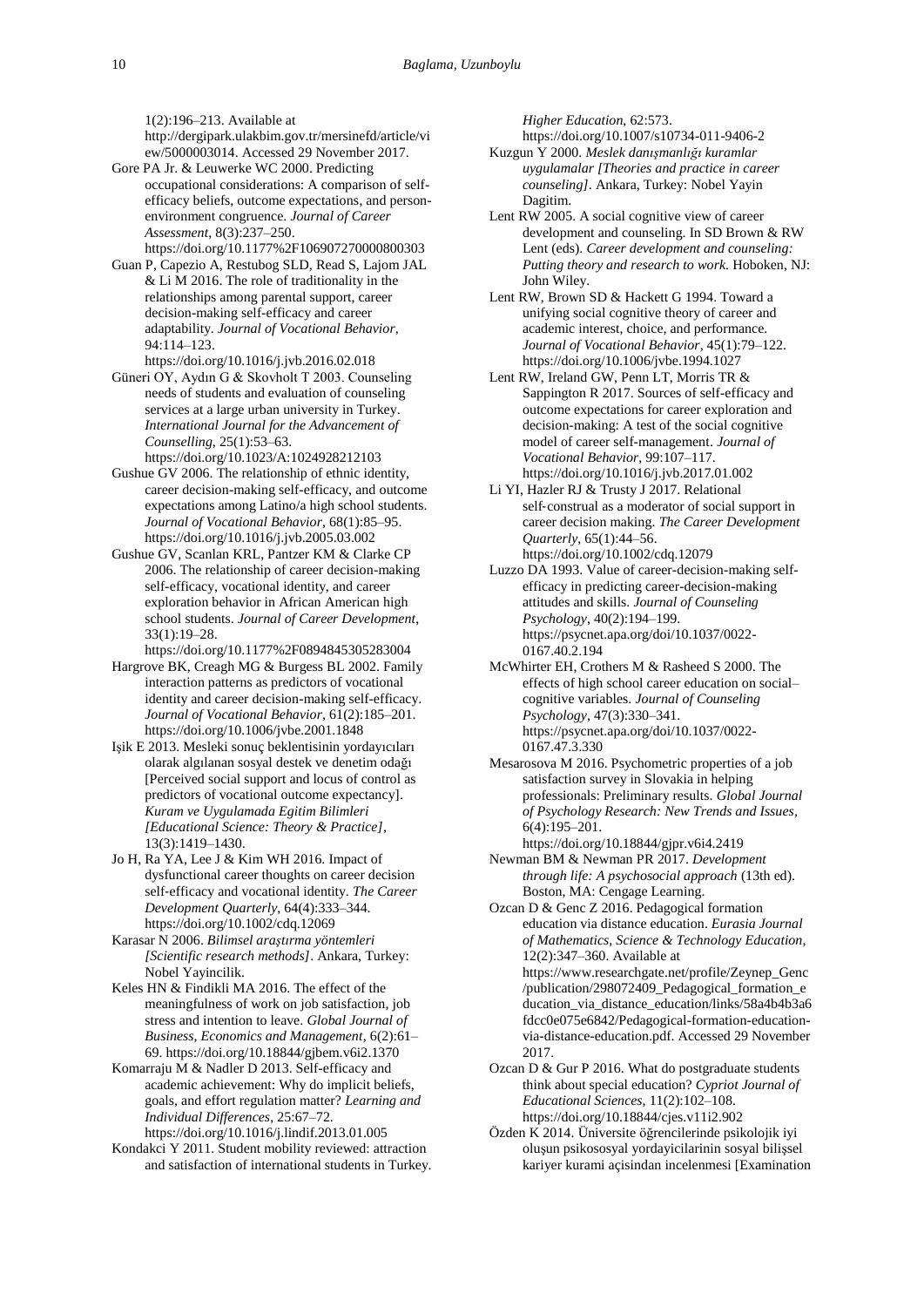1(2):196–213. Available at http://dergipark.ulakbim.gov.tr/mersinefd/article/view/5000003014. Accessed 29 November 2017.

Gore PA Jr. & Leuwerke WC 2000. Predicting occupational considerations: A comparison of self-efficacy beliefs, outcome expectations, and person-environment congruence. *Journal of Career Assessment*, 8(3):237–250. https://doi.org/10.1177%2F106907270000800303

Guan P, Capezio A, Restubog SLD, Read S, Lajom JAL & Li M 2016. The role of traditionality in the relationships among parental support, career decision-making self-efficacy and career adaptability. *Journal of Vocational Behavior*, 94:114–123. https://doi.org/10.1016/j.jvb.2016.02.018

Güneri OY, Aydın G & Skovholt T 2003. Counseling needs of students and evaluation of counseling services at a large urban university in Turkey. *International Journal for the Advancement of Counselling*, 25(1):53–63. https://doi.org/10.1023/A:1024928212103

Gushue GV 2006. The relationship of ethnic identity, career decision-making self-efficacy, and outcome expectations among Latino/a high school students. *Journal of Vocational Behavior*, 68(1):85–95. https://doi.org/10.1016/j.jvb.2005.03.002

Gushue GV, Scanlan KRL, Pantzer KM & Clarke CP 2006. The relationship of career decision-making self-efficacy, vocational identity, and career exploration behavior in African American high school students. *Journal of Career Development*, 33(1):19–28. https://doi.org/10.1177%2F0894845305283004

Hargrove BK, Creagh MG & Burgess BL 2002. Family interaction patterns as predictors of vocational identity and career decision-making self-efficacy. *Journal of Vocational Behavior*, 61(2):185–201. https://doi.org/10.1006/jvbe.2001.1848

Işik E 2013. Mesleki sonuç beklentisinin yordayıcıları olarak algılanan sosyal destek ve denetim odağı [Perceived social support and locus of control as predictors of vocational outcome expectancy]. *Kuram ve Uygulamada Egitim Bilimleri [Educational Science: Theory & Practice]*, 13(3):1419–1430.

Jo H, Ra YA, Lee J & Kim WH 2016. Impact of dysfunctional career thoughts on career decision self-efficacy and vocational identity. *The Career Development Quarterly*, 64(4):333–344. https://doi.org/10.1002/cdq.12069

Karasar N 2006. *Bilimsel araştırma yöntemleri [Scientific research methods]*. Ankara, Turkey: Nobel Yayincilik.

Keles HN & Findikli MA 2016. The effect of the meaningfulness of work on job satisfaction, job stress and intention to leave. *Global Journal of Business, Economics and Management*, 6(2):61–69. https://doi.org/10.18844/gjbem.v6i2.1370

Komarraju M & Nadler D 2013. Self-efficacy and academic achievement: Why do implicit beliefs, goals, and effort regulation matter? *Learning and Individual Differences*, 25:67–72. https://doi.org/10.1016/j.lindif.2013.01.005

Kondakci Y 2011. Student mobility reviewed: attraction and satisfaction of international students in Turkey. *Higher Education*, 62:573. https://doi.org/10.1007/s10734-011-9406-2

Kuzgun Y 2000. *Meslek danışmanlığı kuramlar uygulamalar [Theories and practice in career counseling]*. Ankara, Turkey: Nobel Yayin Dagitim.

Lent RW 2005. A social cognitive view of career development and counseling. In SD Brown & RW Lent (eds). *Career development and counseling: Putting theory and research to work*. Hoboken, NJ: John Wiley.

Lent RW, Brown SD & Hackett G 1994. Toward a unifying social cognitive theory of career and academic interest, choice, and performance. *Journal of Vocational Behavior*, 45(1):79–122. https://doi.org/10.1006/jvbe.1994.1027

Lent RW, Ireland GW, Penn LT, Morris TR & Sappington R 2017. Sources of self-efficacy and outcome expectations for career exploration and decision-making: A test of the social cognitive model of career self-management. *Journal of Vocational Behavior*, 99:107–117. https://doi.org/10.1016/j.jvb.2017.01.002

Li YI, Hazler RJ & Trusty J 2017. Relational self-construal as a moderator of social support in career decision making. *The Career Development Quarterly*, 65(1):44–56. https://doi.org/10.1002/cdq.12079

Luzzo DA 1993. Value of career-decision-making self-efficacy in predicting career-decision-making attitudes and skills. *Journal of Counseling Psychology*, 40(2):194–199. https://psycnet.apa.org/doi/10.1037/0022-0167.40.2.194

McWhirter EH, Crothers M & Rasheed S 2000. The effects of high school career education on social–cognitive variables. *Journal of Counseling Psychology*, 47(3):330–341. https://psycnet.apa.org/doi/10.1037/0022-0167.47.3.330

Mesarosova M 2016. Psychometric properties of a job satisfaction survey in Slovakia in helping professionals: Preliminary results. *Global Journal of Psychology Research: New Trends and Issues*, 6(4):195–201. https://doi.org/10.18844/gjpr.v6i4.2419

Newman BM & Newman PR 2017. *Development through life: A psychosocial approach* (13th ed). Boston, MA: Cengage Learning.

Ozcan D & Genc Z 2016. Pedagogical formation education via distance education. *Eurasia Journal of Mathematics, Science & Technology Education*, 12(2):347–360. Available at https://www.researchgate.net/profile/Zeynep_Genc/publication/298072409_Pedagogical_formation_education_via_distance_education/links/58a4b4b3a6fdcc0e075e6842/Pedagogical-formation-education-via-distance-education.pdf. Accessed 29 November 2017.

Ozcan D & Gur P 2016. What do postgraduate students think about special education? *Cypriot Journal of Educational Sciences*, 11(2):102–108. https://doi.org/10.18844/cjes.v11i2.902

Özden K 2014. Üniversite öğrencilerinde psikolojik iyi oluşun psikososyal yordayicilarinin sosyal bilişsel kariyer kurami açisindan incelenmesi [Examination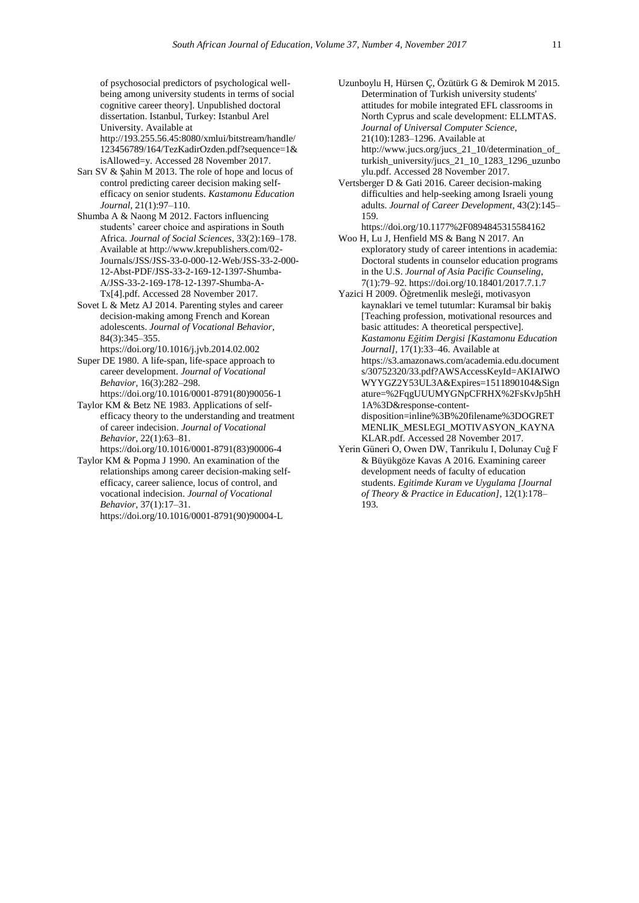of psychosocial predictors of psychological well-being among university students in terms of social cognitive career theory]. Unpublished doctoral dissertation. Istanbul, Turkey: Istanbul Arel University. Available at http://193.255.56.45:8080/xmlui/bitstream/handle/123456789/164/TezKadirOzden.pdf?sequence=1&isAllowed=y. Accessed 28 November 2017.

Sarı SV & Şahin M 2013. The role of hope and locus of control predicting career decision making self-efficacy on senior students. *Kastamonu Education Journal*, 21(1):97–110.

Shumba A & Naong M 2012. Factors influencing students' career choice and aspirations in South Africa. *Journal of Social Sciences*, 33(2):169–178. Available at http://www.krepublishers.com/02-Journals/JSS/JSS-33-0-000-12-Web/JSS-33-2-000-12-Abst-PDF/JSS-33-2-169-12-1397-Shumba-A/JSS-33-2-169-178-12-1397-Shumba-A-Tx[4].pdf. Accessed 28 November 2017.

Sovet L & Metz AJ 2014. Parenting styles and career decision-making among French and Korean adolescents. *Journal of Vocational Behavior*, 84(3):345–355. https://doi.org/10.1016/j.jvb.2014.02.002

Super DE 1980. A life-span, life-space approach to career development. *Journal of Vocational Behavior*, 16(3):282–298. https://doi.org/10.1016/0001-8791(80)90056-1

Taylor KM & Betz NE 1983. Applications of self-efficacy theory to the understanding and treatment of career indecision. *Journal of Vocational Behavior*, 22(1):63–81. https://doi.org/10.1016/0001-8791(83)90006-4

Taylor KM & Popma J 1990. An examination of the relationships among career decision-making self-efficacy, career salience, locus of control, and vocational indecision. *Journal of Vocational Behavior*, 37(1):17–31. https://doi.org/10.1016/0001-8791(90)90004-L

Uzunboylu H, Hürsen Ç, Özütürk G & Demirok M 2015. Determination of Turkish university students' attitudes for mobile integrated EFL classrooms in North Cyprus and scale development: ELLMTAS. *Journal of Universal Computer Science*, 21(10):1283–1296. Available at http://www.jucs.org/jucs_21_10/determination_of_turkish_university/jucs_21_10_1283_1296_uzunboylu.pdf. Accessed 28 November 2017.

Vertsberger D & Gati 2016. Career decision-making difficulties and help-seeking among Israeli young adults. *Journal of Career Development*, 43(2):145–159. https://doi.org/10.1177%2F0894845315584162

Woo H, Lu J, Henfield MS & Bang N 2017. An exploratory study of career intentions in academia: Doctoral students in counselor education programs in the U.S. *Journal of Asia Pacific Counseling*, 7(1):79–92. https://doi.org/10.18401/2017.7.1.7

Yazici H 2009. Öğretmenlik mesleği, motivasyon kaynaklari ve temel tutumlar: Kuramsal bir bakiş [Teaching profession, motivational resources and basic attitudes: A theoretical perspective]. *Kastamonu Eğitim Dergisi [Kastamonu Education Journal]*, 17(1):33–46. Available at https://s3.amazonaws.com/academia.edu.documents/30752320/33.pdf?AWSAccessKeyId=AKIAIWOWYYGZ2Y53UL3A&Expires=1511890104&Signature=%2FqgUUUMYGNpCFRHX%2FsKvJp5hH1A%3D&response-content-disposition=inline%3B%20filename%3DOGRETMENLIK_MESLEGI_MOTIVASYON_KAYNAKLAR.pdf. Accessed 28 November 2017.

Yerin Güneri O, Owen DW, Tanrikulu I, Dolunay Cuğ F & Büyükgöze Kavas A 2016. Examining career development needs of faculty of education students. *Egitimde Kuram ve Uygulama [Journal of Theory & Practice in Education]*, 12(1):178–193.